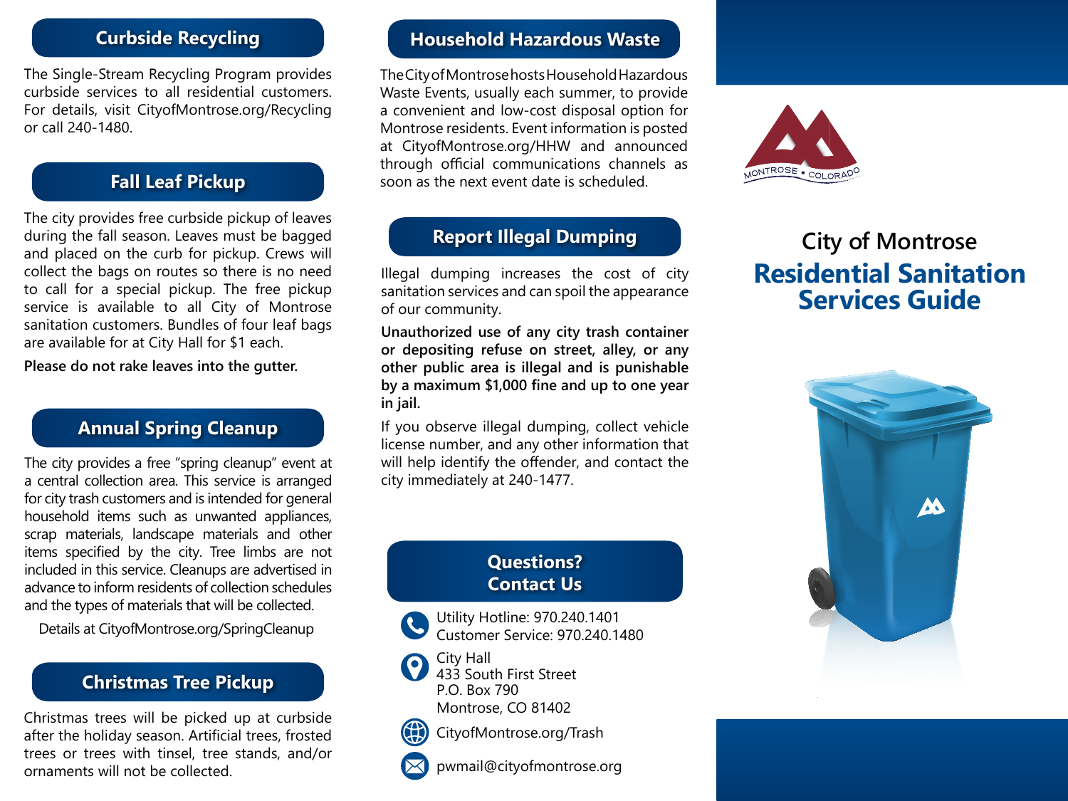## Curbside Recycling

The Single-Stream Recycling Program provides curbside services to all residential customers. For details, visit CityofMontrose.org/Recycling or call 240-1480.

## Fall Leaf Pickup

The city provides free curbside pickup of leaves during the fall season. Leaves must be bagged and placed on the curb for pickup. Crews will collect the bags on routes so there is no need to call for a special pickup. The free pickup service is available to all City of Montrose sanitation customers. Bundles of four leaf bags are available for at City Hall for $1 each.

**Please do not rake leaves into the gutter.**

## Annual Spring Cleanup

The city provides a free "spring cleanup" event at a central collection area. This service is arranged for city trash customers and is intended for general household items such as unwanted appliances, scrap materials, landscape materials and other items specified by the city. Tree limbs are not included in this service. Cleanups are advertised in advance to inform residents of collection schedules and the types of materials that will be collected.

Details at CityofMontrose.org/SpringCleanup

## Christmas Tree Pickup

Christmas trees will be picked up at curbside after the holiday season. Artificial trees, frosted trees or trees with tinsel, tree stands, and/or ornaments will not be collected.

## Household Hazardous Waste

The City of Montrose hosts Household Hazardous Waste Events, usually each summer, to provide a convenient and low-cost disposal option for Montrose residents. Event information is posted at CityofMontrose.org/HHW and announced through official communications channels as soon as the next event date is scheduled.

## Report Illegal Dumping

Illegal dumping increases the cost of city sanitation services and can spoil the appearance of our community.

**Unauthorized use of any city trash container or depositing refuse on street, alley, or any other public area is illegal and is punishable by a maximum $1,000 fine and up to one year in jail.**

If you observe illegal dumping, collect vehicle license number, and any other information that will help identify the offender, and contact the city immediately at 240-1477.

## Questions? Contact Us

Utility Hotline: 970.240.1401
Customer Service: 970.240.1480

City Hall
433 South First Street
P.O. Box 790
Montrose, CO 81402

CityofMontrose.org/Trash

pwmail@cityofmontrose.org

MONTROSE • COLORADO

# City of Montrose
# Residential Sanitation Services Guide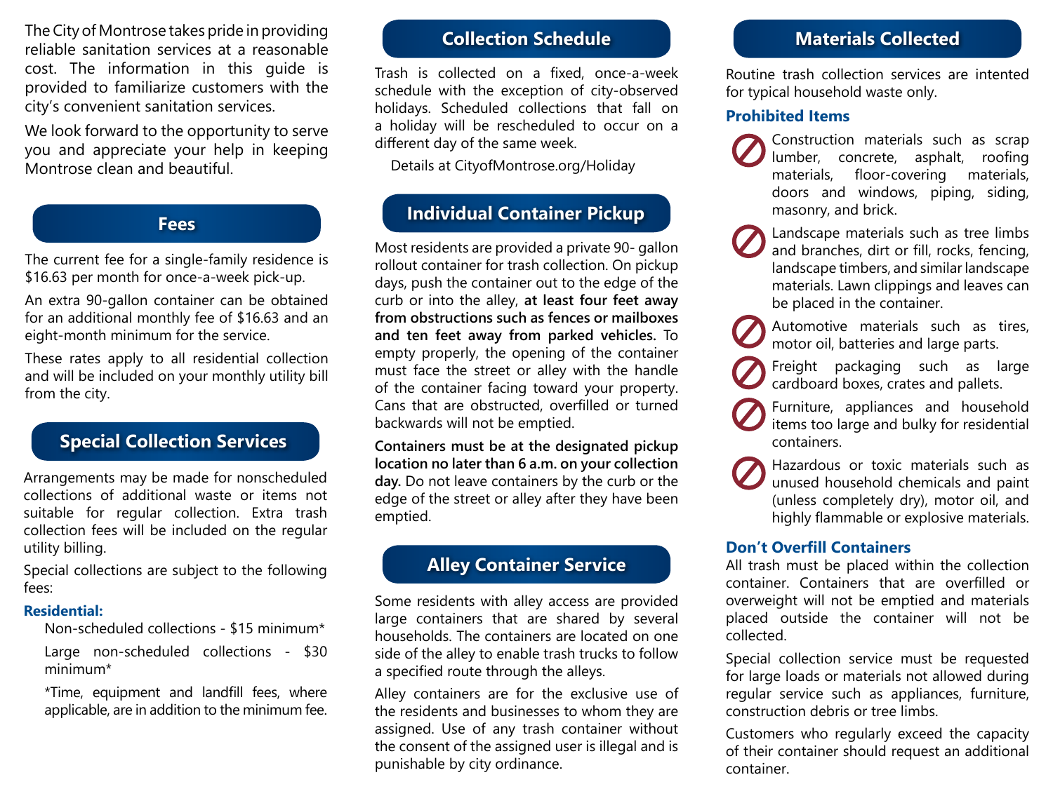The City of Montrose takes pride in providing reliable sanitation services at a reasonable cost. The information in this guide is provided to familiarize customers with the city's convenient sanitation services.

We look forward to the opportunity to serve you and appreciate your help in keeping Montrose clean and beautiful.

## Fees

The current fee for a single-family residence is $16.63 per month for once-a-week pick-up.

An extra 90-gallon container can be obtained for an additional monthly fee of $16.63 and an eight-month minimum for the service.

These rates apply to all residential collection and will be included on your monthly utility bill from the city.

## Special Collection Services

Arrangements may be made for nonscheduled collections of additional waste or items not suitable for regular collection. Extra trash collection fees will be included on the regular utility billing.

Special collections are subject to the following fees:

### Residential:

Non-scheduled collections - $15 minimum*

Large non-scheduled collections - $30 minimum*

*Time, equipment and landfill fees, where applicable, are in addition to the minimum fee.

## Collection Schedule

Trash is collected on a fixed, once-a-week schedule with the exception of city-observed holidays. Scheduled collections that fall on a holiday will be rescheduled to occur on a different day of the same week.

Details at CityofMontrose.org/Holiday

## Individual Container Pickup

Most residents are provided a private 90- gallon rollout container for trash collection. On pickup days, push the container out to the edge of the curb or into the alley, **at least four feet away from obstructions such as fences or mailboxes and ten feet away from parked vehicles.** To empty properly, the opening of the container must face the street or alley with the handle of the container facing toward your property. Cans that are obstructed, overfilled or turned backwards will not be emptied.

**Containers must be at the designated pickup location no later than 6 a.m. on your collection day.** Do not leave containers by the curb or the edge of the street or alley after they have been emptied.

## Alley Container Service

Some residents with alley access are provided large containers that are shared by several households. The containers are located on one side of the alley to enable trash trucks to follow a specified route through the alleys.

Alley containers are for the exclusive use of the residents and businesses to whom they are assigned. Use of any trash container without the consent of the assigned user is illegal and is punishable by city ordinance.

## Materials Collected

Routine trash collection services are intented for typical household waste only.

### Prohibited Items

- Construction materials such as scrap lumber, concrete, asphalt, roofing materials, floor-covering materials, doors and windows, piping, siding, masonry, and brick.
- Landscape materials such as tree limbs and branches, dirt or fill, rocks, fencing, landscape timbers, and similar landscape materials. Lawn clippings and leaves can be placed in the container.
- Automotive materials such as tires, motor oil, batteries and large parts.
- Freight packaging such as large cardboard boxes, crates and pallets.
- Furniture, appliances and household items too large and bulky for residential containers.
- Hazardous or toxic materials such as unused household chemicals and paint (unless completely dry), motor oil, and highly flammable or explosive materials.

### Don't Overfill Containers

All trash must be placed within the collection container. Containers that are overfilled or overweight will not be emptied and materials placed outside the container will not be collected.

Special collection service must be requested for large loads or materials not allowed during regular service such as appliances, furniture, construction debris or tree limbs.

Customers who regularly exceed the capacity of their container should request an additional container.